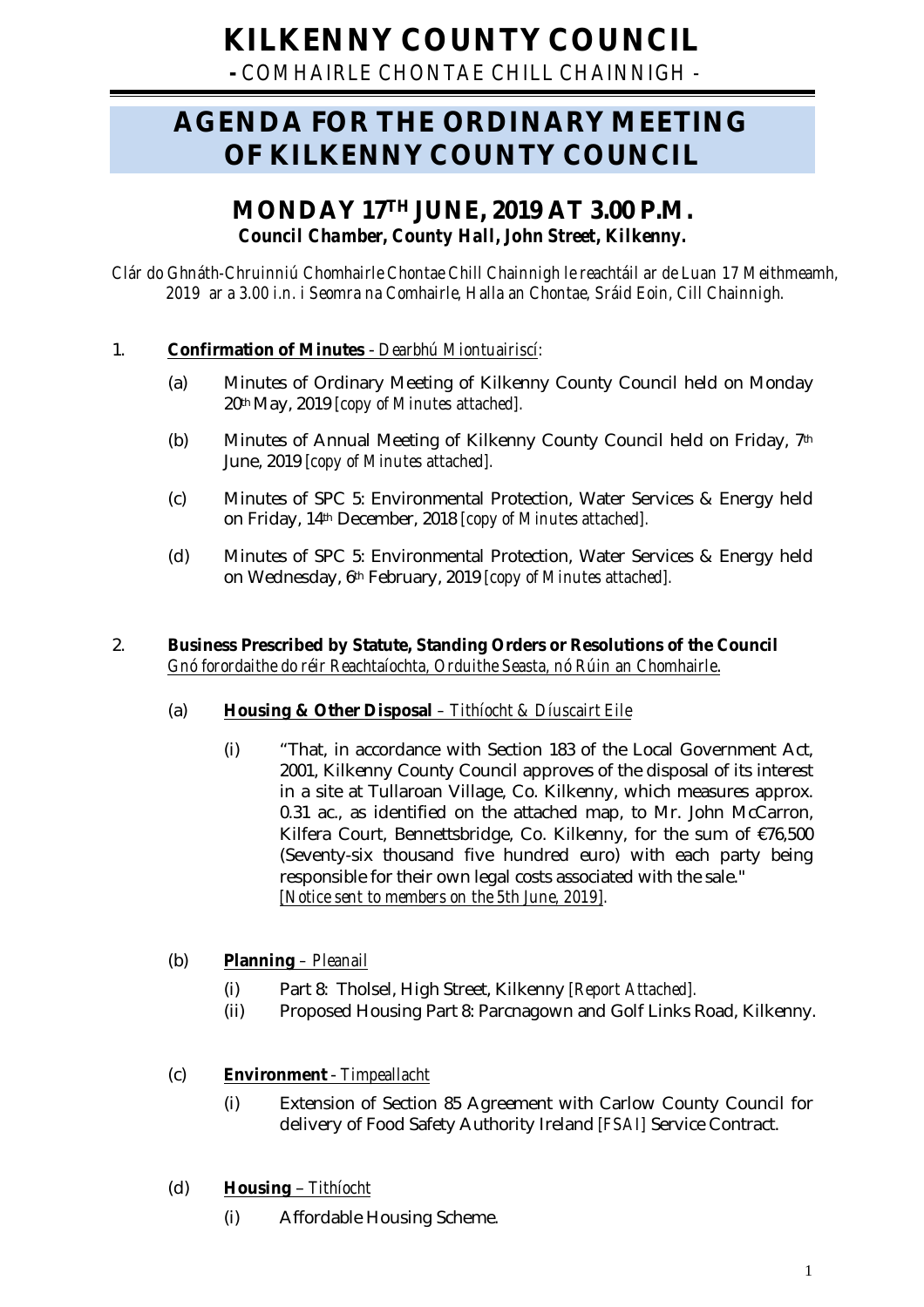# KILKENNY COUNTY COUNCIL

**-** *COMHAIRLE CHONTAE CHILL CHAINNIGH -*

# AGENDA FOR THE ORDINARY MEETING OF KILKENNY COUNTY COUNCIL

## MONDAY 17TH JUNE, 2019 AT 3.00 P.M.

***Council Chamber, County Hall, John Street, Kilkenny.***

*Clár do Ghnáth-Chruinniú Chomhairle Chontae Chill Chainnigh le reachtáil ar de Luan 17 Meithmeamh, 2019 ar a 3.00 i.n. i Seomra na Comhairle, Halla an Chontae, Sráid Eoin, Cill Chainnigh.*

1. **Confirmation of Minutes** *- Dearbhú Miontuairiscí:*

   (a) Minutes of Ordinary Meeting of Kilkenny County Council held on Monday 20th May, 2019 *[copy of Minutes attached].*

   (b) Minutes of Annual Meeting of Kilkenny County Council held on Friday, 7th June, 2019 *[copy of Minutes attached].*

   (c) Minutes of SPC 5: Environmental Protection, Water Services & Energy held on Friday, 14th December, 2018 *[copy of Minutes attached].*

   (d) Minutes of SPC 5: Environmental Protection, Water Services & Energy held on Wednesday, 6th February, 2019 *[copy of Minutes attached].*

2. **Business Prescribed by Statute, Standing Orders or Resolutions of the Council**
   *Gnó forordaithe do réir Reachtaíochta, Orduithe Seasta, nó Rúin an Chomhairle.*

   (a) **Housing & Other Disposal** *– Tithíocht & Díuscairt Eile*

      (i) "That, in accordance with Section 183 of the Local Government Act, 2001, Kilkenny County Council approves of the disposal of its interest in a site at Tullaroan Village, Co. Kilkenny, which measures approx. 0.31 ac., as identified on the attached map, to Mr. John McCarron, Kilfera Court, Bennettsbridge, Co. Kilkenny, for the sum of €76,500 (Seventy-six thousand five hundred euro) with each party being responsible for their own legal costs associated with the sale."
      *[Notice sent to members on the 5th June, 2019].*

   (b) **Planning** *– Pleanail*

      (i) Part 8: Tholsel, High Street, Kilkenny *[Report Attached].*

      (ii) Proposed Housing Part 8: Parcnagown and Golf Links Road, Kilkenny.

   (c) **Environment** *- Timpeallacht*

      (i) Extension of Section 85 Agreement with Carlow County Council for delivery of Food Safety Authority Ireland *[FSAI]* Service Contract.

   (d) **Housing** *– Tithíocht*

      (i) Affordable Housing Scheme.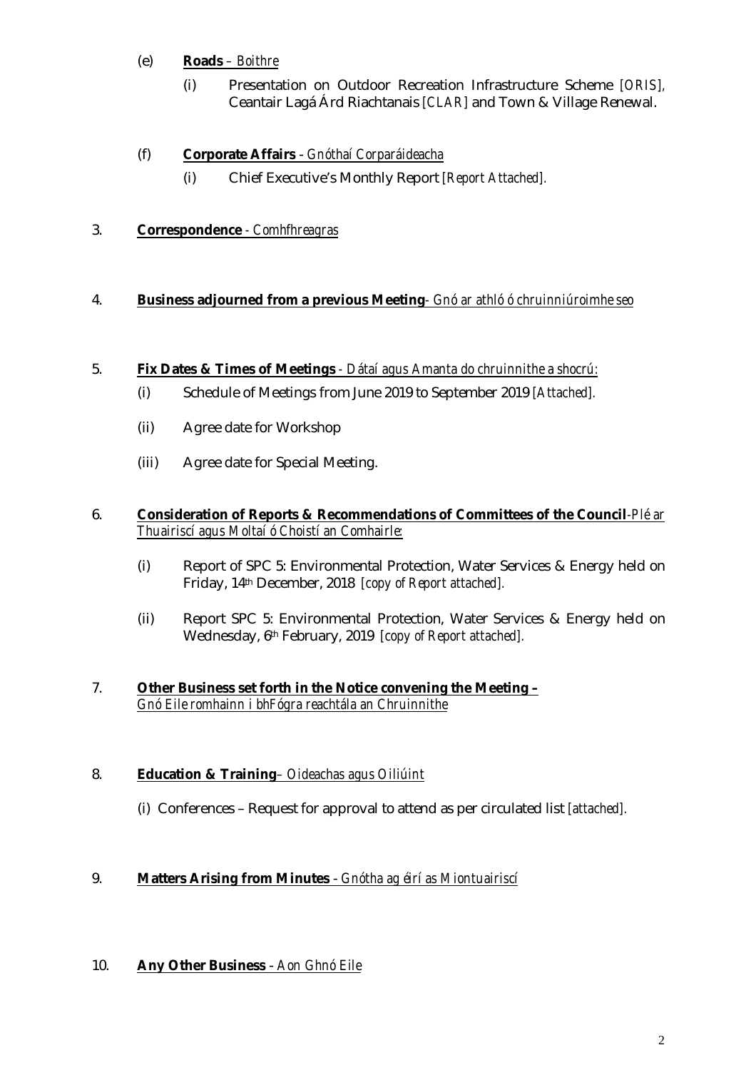(e) **Roads** – *Boithre*

  (i) Presentation on Outdoor Recreation Infrastructure Scheme *[ORIS]*, Ceantair Lagá Árd Riachtanais *[CLAR]* and Town & Village Renewal.

(f) **Corporate Affairs** - *Gnóthaí Corparáideacha*

  (i) Chief Executive's Monthly Report *[Report Attached]*.

3. **Correspondence** - *Comhfhreagras*

4. **Business adjourned from a previous Meeting**- *Gnó ar athló ó chruinniúroimhe seo*

5. **Fix Dates & Times of Meetings** - *Dátaí agus Amanta do chruinnithe a shocrú:*

  (i) Schedule of Meetings from June 2019 to September 2019 *[Attached]*.

  (ii) Agree date for Workshop

  (iii) Agree date for Special Meeting.

6. **Consideration of Reports & Recommendations of Committees of the Council**-*Plé ar Thuairiscí agus Moltaí ó Choistí an Comhairle:*

  (i) Report of SPC 5: Environmental Protection, Water Services & Energy held on Friday, 14th December, 2018 *[copy of Report attached]*.

  (ii) Report SPC 5: Environmental Protection, Water Services & Energy held on Wednesday, 6th February, 2019 *[copy of Report attached]*.

7. **Other Business set forth in the Notice convening the Meeting –** *Gnó Eile romhainn i bhFógra reachtála an Chruinnithe*

8. **Education & Training**– *Oideachas agus Oiliúint*

  (i) Conferences – Request for approval to attend as per circulated list *[attached]*.

9. **Matters Arising from Minutes** - *Gnótha ag éirí as Miontuairiscí*

10. **Any Other Business** - *Aon Ghnó Eile*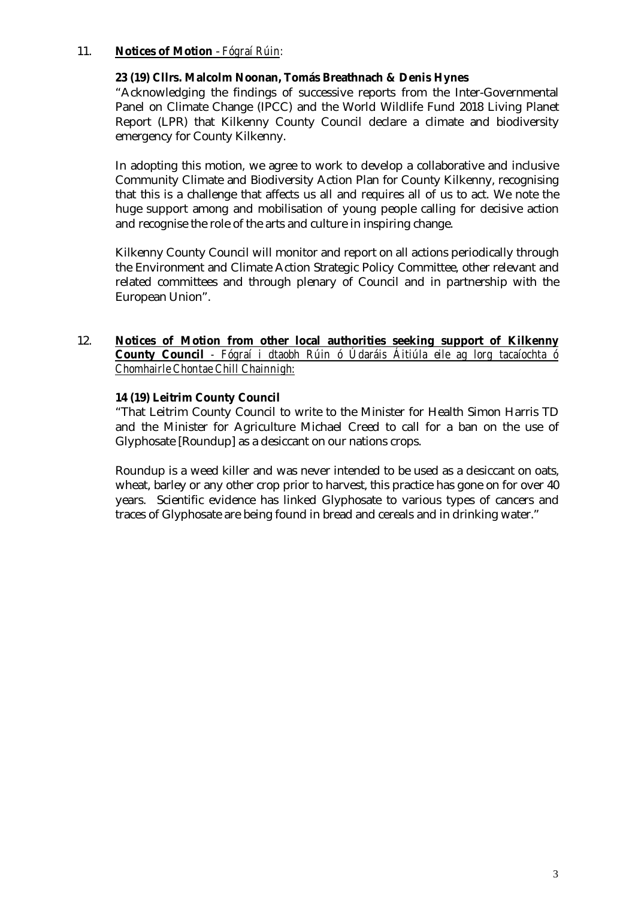11. **Notices of Motion** - *Fógraí Rúin*:

**23 (19) Cllrs. Malcolm Noonan, Tomás Breathnach & Denis Hynes**

"Acknowledging the findings of successive reports from the Inter-Governmental Panel on Climate Change (IPCC) and the World Wildlife Fund 2018 Living Planet Report (LPR) that Kilkenny County Council declare a climate and biodiversity emergency for County Kilkenny.

In adopting this motion, we agree to work to develop a collaborative and inclusive Community Climate and Biodiversity Action Plan for County Kilkenny, recognising that this is a challenge that affects us all and requires all of us to act. We note the huge support among and mobilisation of young people calling for decisive action and recognise the role of the arts and culture in inspiring change.

Kilkenny County Council will monitor and report on all actions periodically through the Environment and Climate Action Strategic Policy Committee, other relevant and related committees and through plenary of Council and in partnership with the European Union".

12. **Notices of Motion from other local authorities seeking support of Kilkenny County Council** - *Fógraí i dtaobh Rúin ó Údaráis Áitiúla eile ag lorg tacaíochta ó Chomhairle Chontae Chill Chainnigh:*

**14 (19) Leitrim County Council**

"That Leitrim County Council to write to the Minister for Health Simon Harris TD and the Minister for Agriculture Michael Creed to call for a ban on the use of Glyphosate [Roundup] as a desiccant on our nations crops.

Roundup is a weed killer and was never intended to be used as a desiccant on oats, wheat, barley or any other crop prior to harvest, this practice has gone on for over 40 years. Scientific evidence has linked Glyphosate to various types of cancers and traces of Glyphosate are being found in bread and cereals and in drinking water."